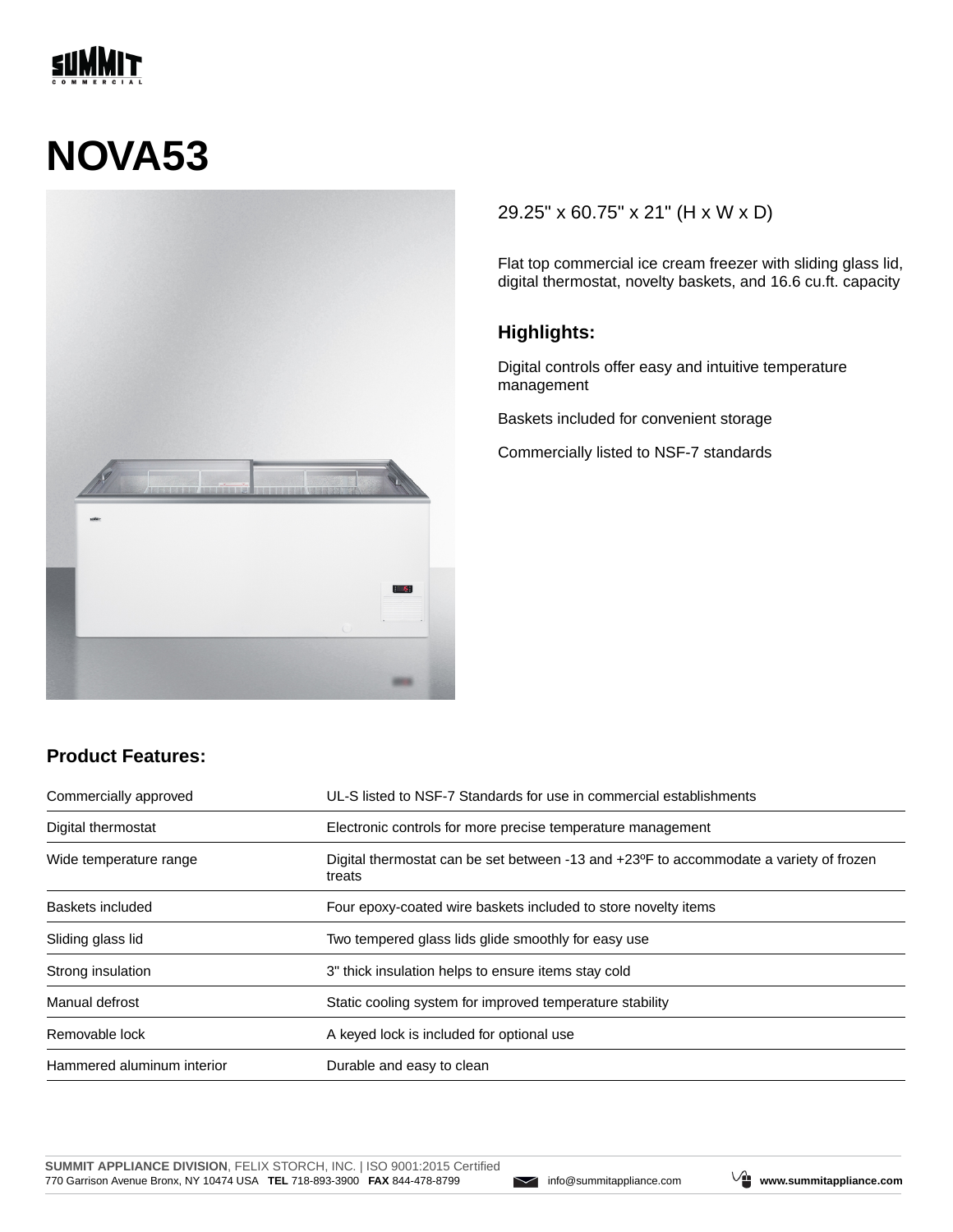# NOVA53

29.25" x 60.75" x 21" (H x W x D)

Flat top commercial ice cream freezer with sliding glass lid, digital thermostat, novelty baskets, and 16.6 cu.ft. capacity

### Highlights:

Digital controls offer easy and intuitive temperature management

Baskets included for convenient storage

Commercially listed to NSF-7 standards

## Product Features:

| | |
|---|---|
| Commercially approved | UL-S listed to NSF-7 Standards for use in commercial establishments |
| Digital thermostat | Electronic controls for more precise temperature management |
| Wide temperature range | Digital thermostat can be set between -13 and +23ºF to accommodate a variety of frozen treats |
| Baskets included | Four epoxy-coated wire baskets included to store novelty items |
| Sliding glass lid | Two tempered glass lids glide smoothly for easy use |
| Strong insulation | 3" thick insulation helps to ensure items stay cold |
| Manual defrost | Static cooling system for improved temperature stability |
| Removable lock | A keyed lock is included for optional use |
| Hammered aluminum interior | Durable and easy to clean |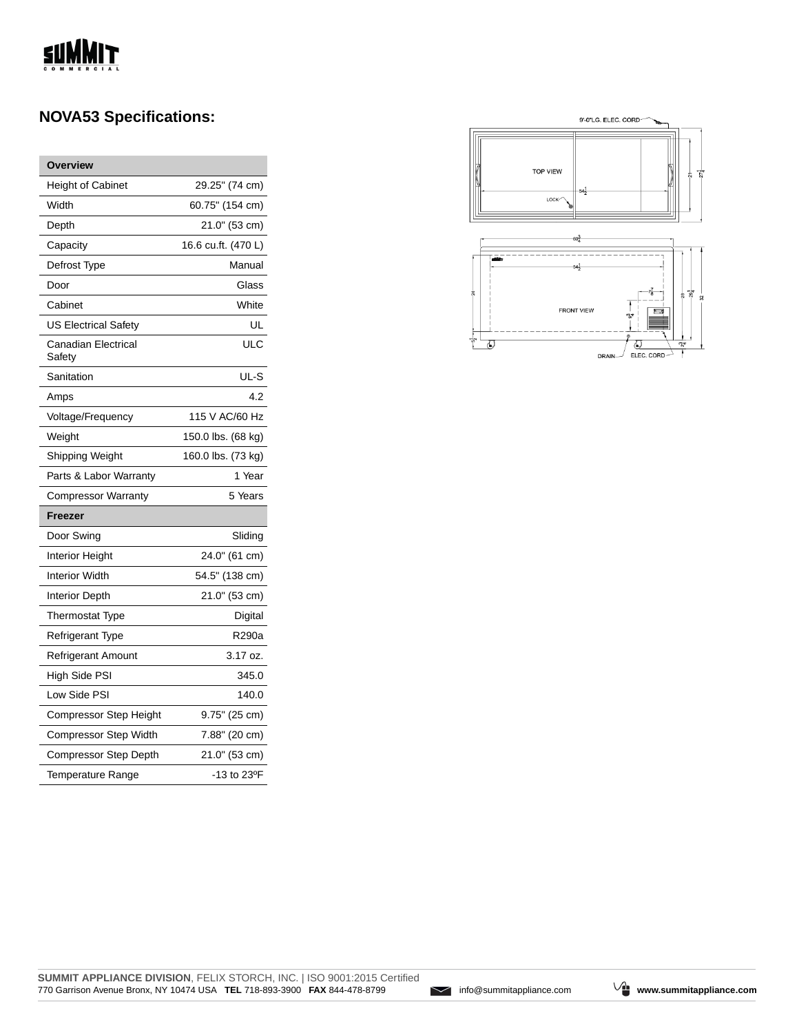# NOVA53 Specifications:

| Overview | |
|---|---|
| Height of Cabinet | 29.25" (74 cm) |
| Width | 60.75" (154 cm) |
| Depth | 21.0" (53 cm) |
| Capacity | 16.6 cu.ft. (470 L) |
| Defrost Type | Manual |
| Door | Glass |
| Cabinet | White |
| US Electrical Safety | UL |
| Canadian Electrical Safety | ULC |
| Sanitation | UL-S |
| Amps | 4.2 |
| Voltage/Frequency | 115 V AC/60 Hz |
| Weight | 150.0 lbs. (68 kg) |
| Shipping Weight | 160.0 lbs. (73 kg) |
| Parts & Labor Warranty | 1 Year |
| Compressor Warranty | 5 Years |
| **Freezer** | |
| Door Swing | Sliding |
| Interior Height | 24.0" (61 cm) |
| Interior Width | 54.5" (138 cm) |
| Interior Depth | 21.0" (53 cm) |
| Thermostat Type | Digital |
| Refrigerant Type | R290a |
| Refrigerant Amount | 3.17 oz. |
| High Side PSI | 345.0 |
| Low Side PSI | 140.0 |
| Compressor Step Height | 9.75" (25 cm) |
| Compressor Step Width | 7.88" (20 cm) |
| Compressor Step Depth | 21.0" (53 cm) |
| Temperature Range | -13 to 23ºF |

9'-0"LG. ELEC. CORD

TOP VIEW

LOCK

54 1/2

21

27 1/4

60 3/4

54 1/2

FRONT VIEW

7 7/8

9 3/4

24

28

29 1/4

32

DRAIN

ELEC. CORD

**SUMMIT APPLIANCE DIVISION**, FELIX STORCH, INC. | ISO 9001:2015 Certified
770 Garrison Avenue Bronx, NY 10474 USA **TEL** 718-893-3900 **FAX** 844-478-8799 info@summitappliance.com **www.summitappliance.com**